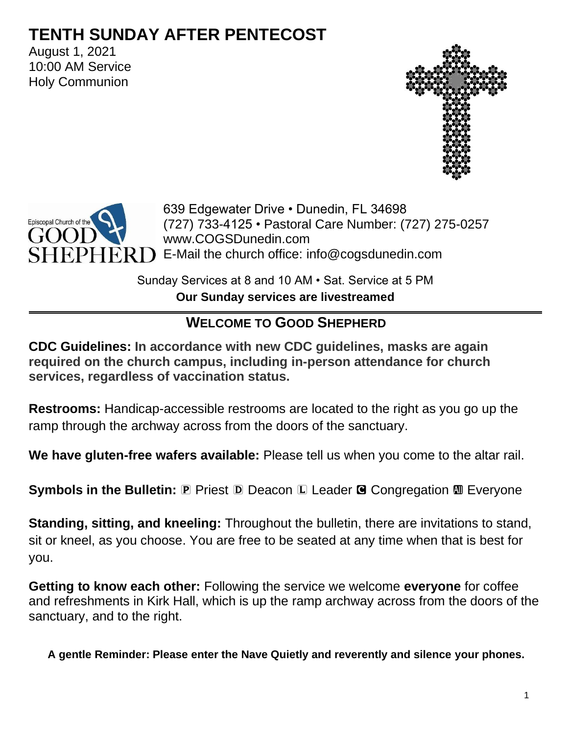# TENTH SUNDAY AFTER PENTECOST

August 1, 2021
10:00 AM Service
Holy Communion

Episcopal Church of the GOOD SHEPHERD

639 Edgewater Drive • Dunedin, FL 34698
(727) 733-4125 • Pastoral Care Number: (727) 275-0257
www.COGSDunedin.com
E-Mail the church office: info@cogsdunedin.com

Sunday Services at 8 and 10 AM • Sat. Service at 5 PM
**Our Sunday services are livestreamed**

## WELCOME TO GOOD SHEPHERD

**CDC Guidelines: In accordance with new CDC guidelines, masks are again required on the church campus, including in-person attendance for church services, regardless of vaccination status.**

**Restrooms:** Handicap-accessible restrooms are located to the right as you go up the ramp through the archway across from the doors of the sanctuary.

**We have gluten-free wafers available:** Please tell us when you come to the altar rail.

**Symbols in the Bulletin:** Ⓟ Priest Ⓓ Deacon Ⓛ Leader Ⓒ Congregation Ⓐ Everyone

**Standing, sitting, and kneeling:** Throughout the bulletin, there are invitations to stand, sit or kneel, as you choose. You are free to be seated at any time when that is best for you.

**Getting to know each other:** Following the service we welcome **everyone** for coffee and refreshments in Kirk Hall, which is up the ramp archway across from the doors of the sanctuary, and to the right.

**A gentle Reminder: Please enter the Nave Quietly and reverently and silence your phones.**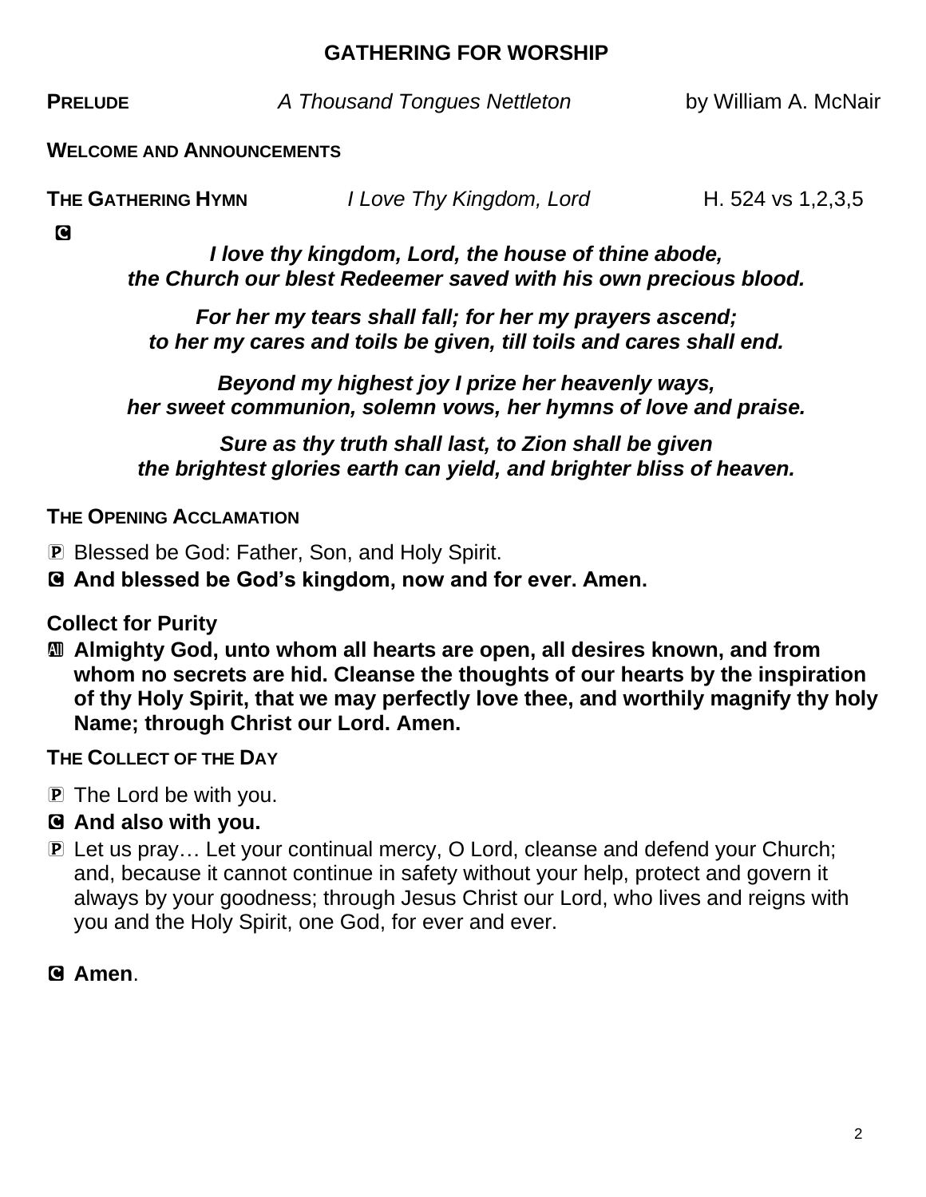## GATHERING FOR WORSHIP

**PRELUDE** *A Thousand Tongues Nettleton* by William A. McNair

**WELCOME AND ANNOUNCEMENTS**

**THE GATHERING HYMN** *I Love Thy Kingdom, Lord* H. 524 vs 1,2,3,5

C

***I love thy kingdom, Lord, the house of thine abode,***
***the Church our blest Redeemer saved with his own precious blood.***

***For her my tears shall fall; for her my prayers ascend;***
***to her my cares and toils be given, till toils and cares shall end.***

***Beyond my highest joy I prize her heavenly ways,***
***her sweet communion, solemn vows, her hymns of love and praise.***

***Sure as thy truth shall last, to Zion shall be given***
***the brightest glories earth can yield, and brighter bliss of heaven.***

**THE OPENING ACCLAMATION**

P Blessed be God: Father, Son, and Holy Spirit.

C **And blessed be God's kingdom, now and for ever. Amen.**

**Collect for Purity**

All **Almighty God, unto whom all hearts are open, all desires known, and from whom no secrets are hid. Cleanse the thoughts of our hearts by the inspiration of thy Holy Spirit, that we may perfectly love thee, and worthily magnify thy holy Name; through Christ our Lord. Amen.**

**THE COLLECT OF THE DAY**

P The Lord be with you.

C **And also with you.**

P Let us pray… Let your continual mercy, O Lord, cleanse and defend your Church; and, because it cannot continue in safety without your help, protect and govern it always by your goodness; through Jesus Christ our Lord, who lives and reigns with you and the Holy Spirit, one God, for ever and ever.

C **Amen**.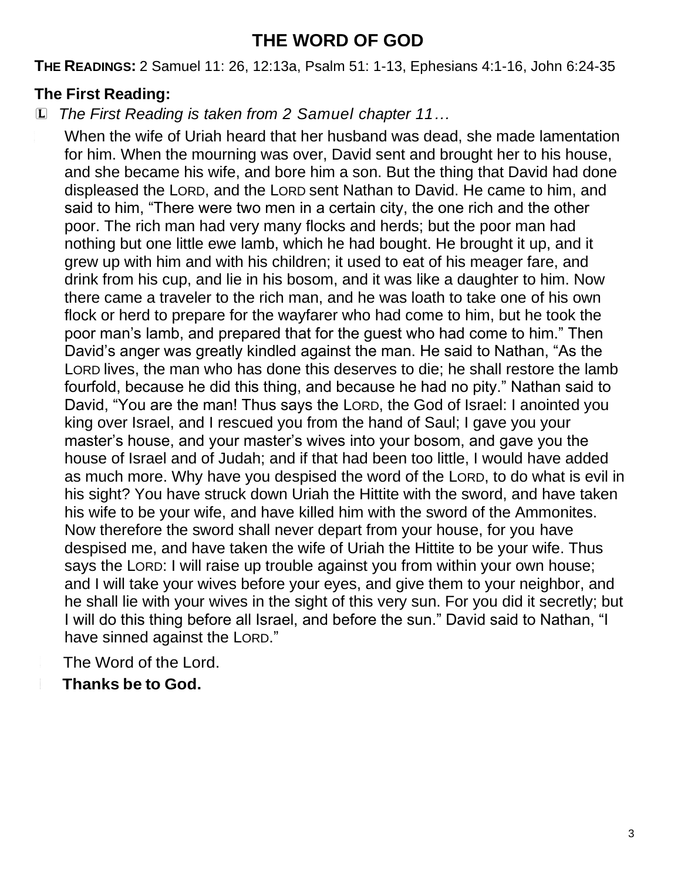# THE WORD OF GOD

**THE READINGS:** 2 Samuel 11: 26, 12:13a, Psalm 51: 1-13, Ephesians 4:1-16, John 6:24-35

## The First Reading:

L *The First Reading is taken from 2 Samuel chapter 11…*

When the wife of Uriah heard that her husband was dead, she made lamentation for him. When the mourning was over, David sent and brought her to his house, and she became his wife, and bore him a son. But the thing that David had done displeased the LORD, and the LORD sent Nathan to David. He came to him, and said to him, "There were two men in a certain city, the one rich and the other poor. The rich man had very many flocks and herds; but the poor man had nothing but one little ewe lamb, which he had bought. He brought it up, and it grew up with him and with his children; it used to eat of his meager fare, and drink from his cup, and lie in his bosom, and it was like a daughter to him. Now there came a traveler to the rich man, and he was loath to take one of his own flock or herd to prepare for the wayfarer who had come to him, but he took the poor man's lamb, and prepared that for the guest who had come to him." Then David's anger was greatly kindled against the man. He said to Nathan, "As the LORD lives, the man who has done this deserves to die; he shall restore the lamb fourfold, because he did this thing, and because he had no pity." Nathan said to David, "You are the man! Thus says the LORD, the God of Israel: I anointed you king over Israel, and I rescued you from the hand of Saul; I gave you your master's house, and your master's wives into your bosom, and gave you the house of Israel and of Judah; and if that had been too little, I would have added as much more. Why have you despised the word of the LORD, to do what is evil in his sight? You have struck down Uriah the Hittite with the sword, and have taken his wife to be your wife, and have killed him with the sword of the Ammonites. Now therefore the sword shall never depart from your house, for you have despised me, and have taken the wife of Uriah the Hittite to be your wife. Thus says the LORD: I will raise up trouble against you from within your own house; and I will take your wives before your eyes, and give them to your neighbor, and he shall lie with your wives in the sight of this very sun. For you did it secretly; but I will do this thing before all Israel, and before the sun." David said to Nathan, "I have sinned against the LORD."

The Word of the Lord.

**Thanks be to God.**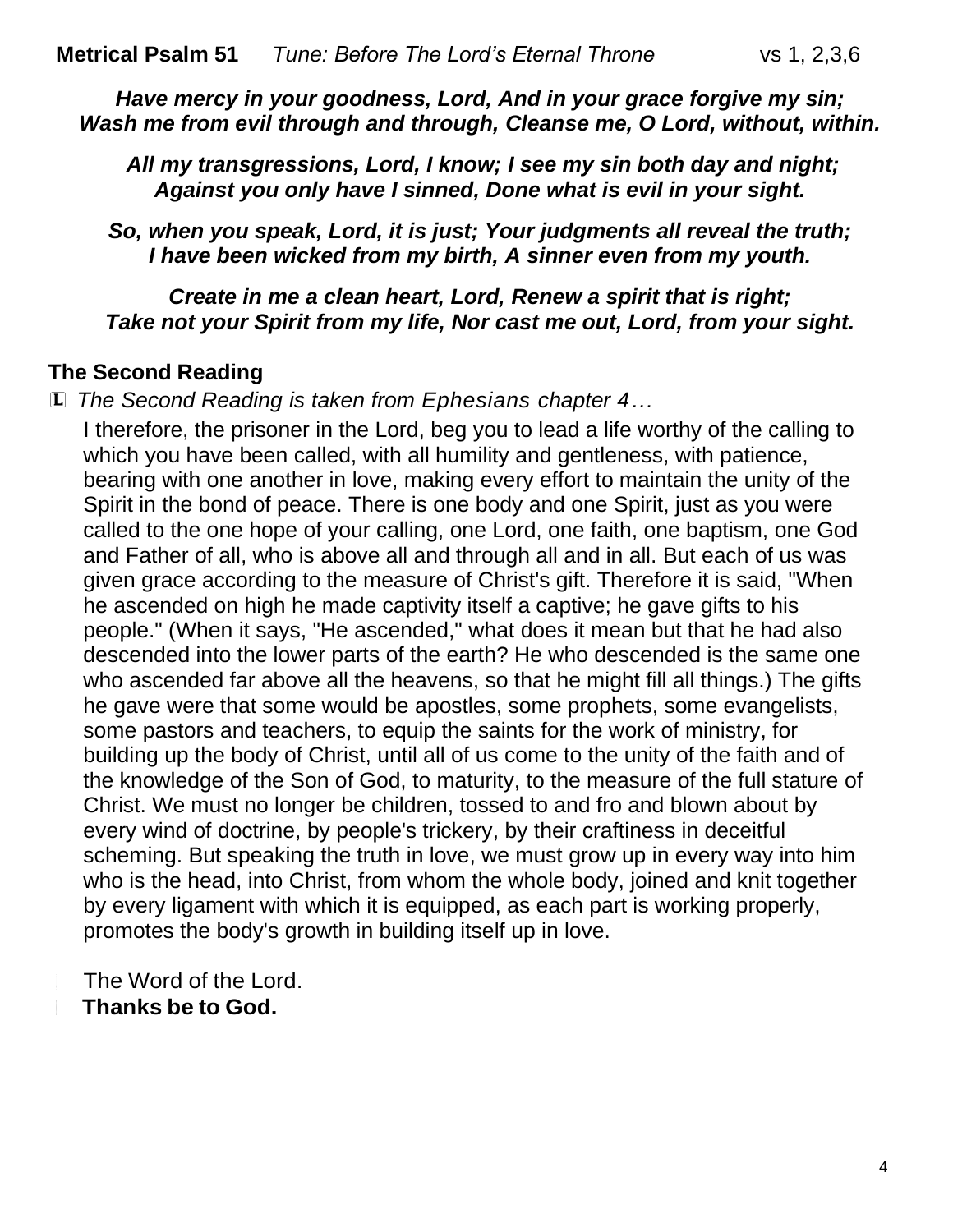**Metrical Psalm 51** *Tune: Before The Lord's Eternal Throne* vs 1, 2,3,6

***Have mercy in your goodness, Lord, And in your grace forgive my sin;***
***Wash me from evil through and through, Cleanse me, O Lord, without, within.***

***All my transgressions, Lord, I know; I see my sin both day and night;***
***Against you only have I sinned, Done what is evil in your sight.***

***So, when you speak, Lord, it is just; Your judgments all reveal the truth;***
***I have been wicked from my birth, A sinner even from my youth.***

***Create in me a clean heart, Lord, Renew a spirit that is right;***
***Take not your Spirit from my life, Nor cast me out, Lord, from your sight.***

## The Second Reading

Ⓛ *The Second Reading is taken from Ephesians chapter 4…*

I therefore, the prisoner in the Lord, beg you to lead a life worthy of the calling to which you have been called, with all humility and gentleness, with patience, bearing with one another in love, making every effort to maintain the unity of the Spirit in the bond of peace. There is one body and one Spirit, just as you were called to the one hope of your calling, one Lord, one faith, one baptism, one God and Father of all, who is above all and through all and in all. But each of us was given grace according to the measure of Christ's gift. Therefore it is said, "When he ascended on high he made captivity itself a captive; he gave gifts to his people." (When it says, "He ascended," what does it mean but that he had also descended into the lower parts of the earth? He who descended is the same one who ascended far above all the heavens, so that he might fill all things.) The gifts he gave were that some would be apostles, some prophets, some evangelists, some pastors and teachers, to equip the saints for the work of ministry, for building up the body of Christ, until all of us come to the unity of the faith and of the knowledge of the Son of God, to maturity, to the measure of the full stature of Christ. We must no longer be children, tossed to and fro and blown about by every wind of doctrine, by people's trickery, by their craftiness in deceitful scheming. But speaking the truth in love, we must grow up in every way into him who is the head, into Christ, from whom the whole body, joined and knit together by every ligament with which it is equipped, as each part is working properly, promotes the body's growth in building itself up in love.

The Word of the Lord.
**Thanks be to God.**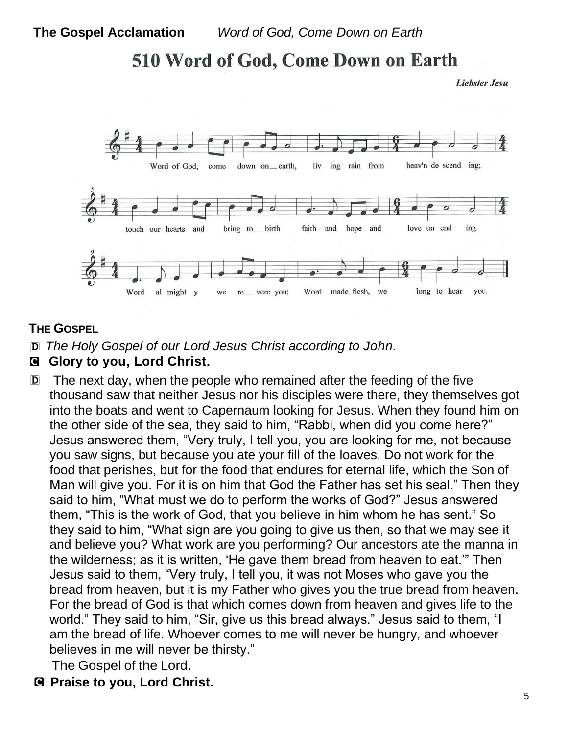**The Gospel Acclamation** *Word of God, Come Down on Earth*

# 510 Word of God, Come Down on Earth

***Liebster Jesu***

Word of God, come down on earth, living rain from heav'n descending;
touch our hearts and bring to birth faith and hope and love unending.
Word almighty we revere you; Word made flesh, we long to hear you.

**THE GOSPEL**

Ⓓ *The Holy Gospel of our Lord Jesus Christ according to John.*

Ⓒ **Glory to you, Lord Christ.**

Ⓓ The next day, when the people who remained after the feeding of the five thousand saw that neither Jesus nor his disciples were there, they themselves got into the boats and went to Capernaum looking for Jesus. When they found him on the other side of the sea, they said to him, "Rabbi, when did you come here?" Jesus answered them, "Very truly, I tell you, you are looking for me, not because you saw signs, but because you ate your fill of the loaves. Do not work for the food that perishes, but for the food that endures for eternal life, which the Son of Man will give you. For it is on him that God the Father has set his seal." Then they said to him, "What must we do to perform the works of God?" Jesus answered them, "This is the work of God, that you believe in him whom he has sent." So they said to him, "What sign are you going to give us then, so that we may see it and believe you? What work are you performing? Our ancestors ate the manna in the wilderness; as it is written, 'He gave them bread from heaven to eat.'" Then Jesus said to them, "Very truly, I tell you, it was not Moses who gave you the bread from heaven, but it is my Father who gives you the true bread from heaven. For the bread of God is that which comes down from heaven and gives life to the world." They said to him, "Sir, give us this bread always." Jesus said to them, "I am the bread of life. Whoever comes to me will never be hungry, and whoever believes in me will never be thirsty."

The Gospel of the Lord.

Ⓒ **Praise to you, Lord Christ.**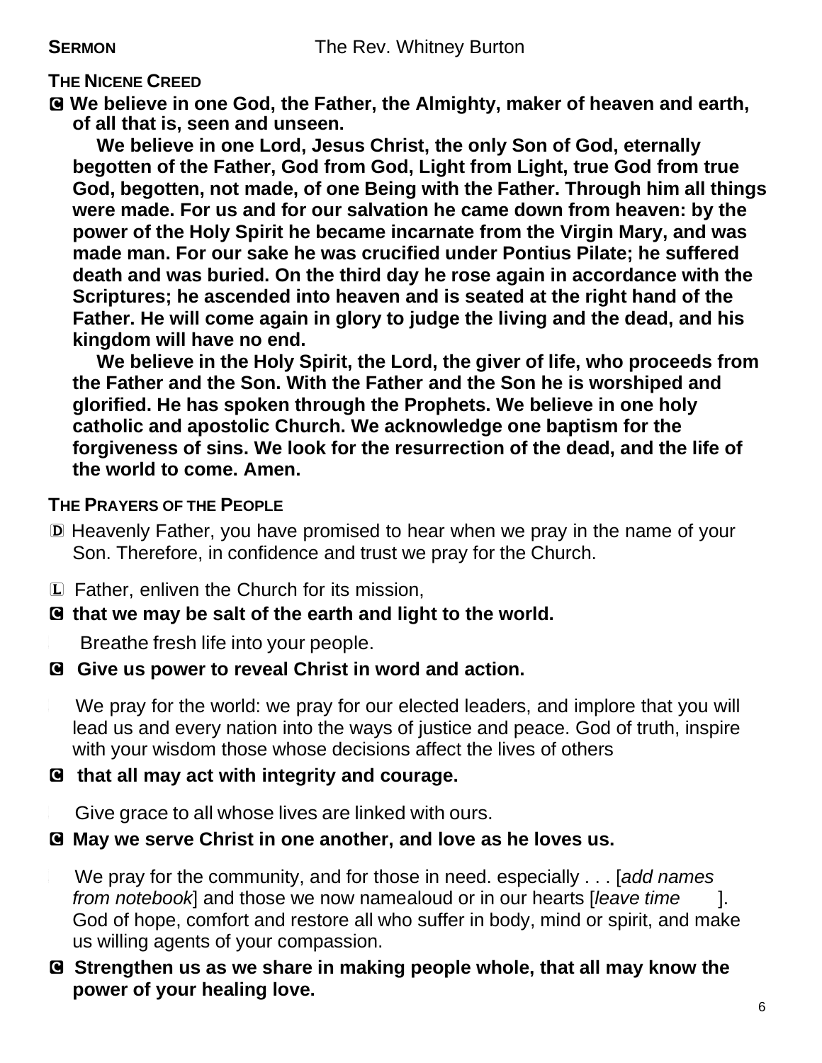**SERMON** The Rev. Whitney Burton

**THE NICENE CREED**

Ⓒ **We believe in one God, the Father, the Almighty, maker of heaven and earth, of all that is, seen and unseen.**

**We believe in one Lord, Jesus Christ, the only Son of God, eternally begotten of the Father, God from God, Light from Light, true God from true God, begotten, not made, of one Being with the Father. Through him all things were made. For us and for our salvation he came down from heaven: by the power of the Holy Spirit he became incarnate from the Virgin Mary, and was made man. For our sake he was crucified under Pontius Pilate; he suffered death and was buried. On the third day he rose again in accordance with the Scriptures; he ascended into heaven and is seated at the right hand of the Father. He will come again in glory to judge the living and the dead, and his kingdom will have no end.**

**We believe in the Holy Spirit, the Lord, the giver of life, who proceeds from the Father and the Son. With the Father and the Son he is worshiped and glorified. He has spoken through the Prophets. We believe in one holy catholic and apostolic Church. We acknowledge one baptism for the forgiveness of sins. We look for the resurrection of the dead, and the life of the world to come. Amen.**

**THE PRAYERS OF THE PEOPLE**

Ⓓ Heavenly Father, you have promised to hear when we pray in the name of your Son. Therefore, in confidence and trust we pray for the Church.

Ⓛ Father, enliven the Church for its mission,

Ⓒ **that we may be salt of the earth and light to the world.**

Breathe fresh life into your people.

Ⓒ **Give us power to reveal Christ in word and action.**

We pray for the world: we pray for our elected leaders, and implore that you will lead us and every nation into the ways of justice and peace. God of truth, inspire with your wisdom those whose decisions affect the lives of others

Ⓒ **that all may act with integrity and courage.**

Give grace to all whose lives are linked with ours.

Ⓒ **May we serve Christ in one another, and love as he loves us.**

We pray for the community, and for those in need. especially . . . [*add names from notebook*] and those we now namealoud or in our hearts [*leave time* ]. God of hope, comfort and restore all who suffer in body, mind or spirit, and make us willing agents of your compassion.

Ⓒ **Strengthen us as we share in making people whole, that all may know the power of your healing love.**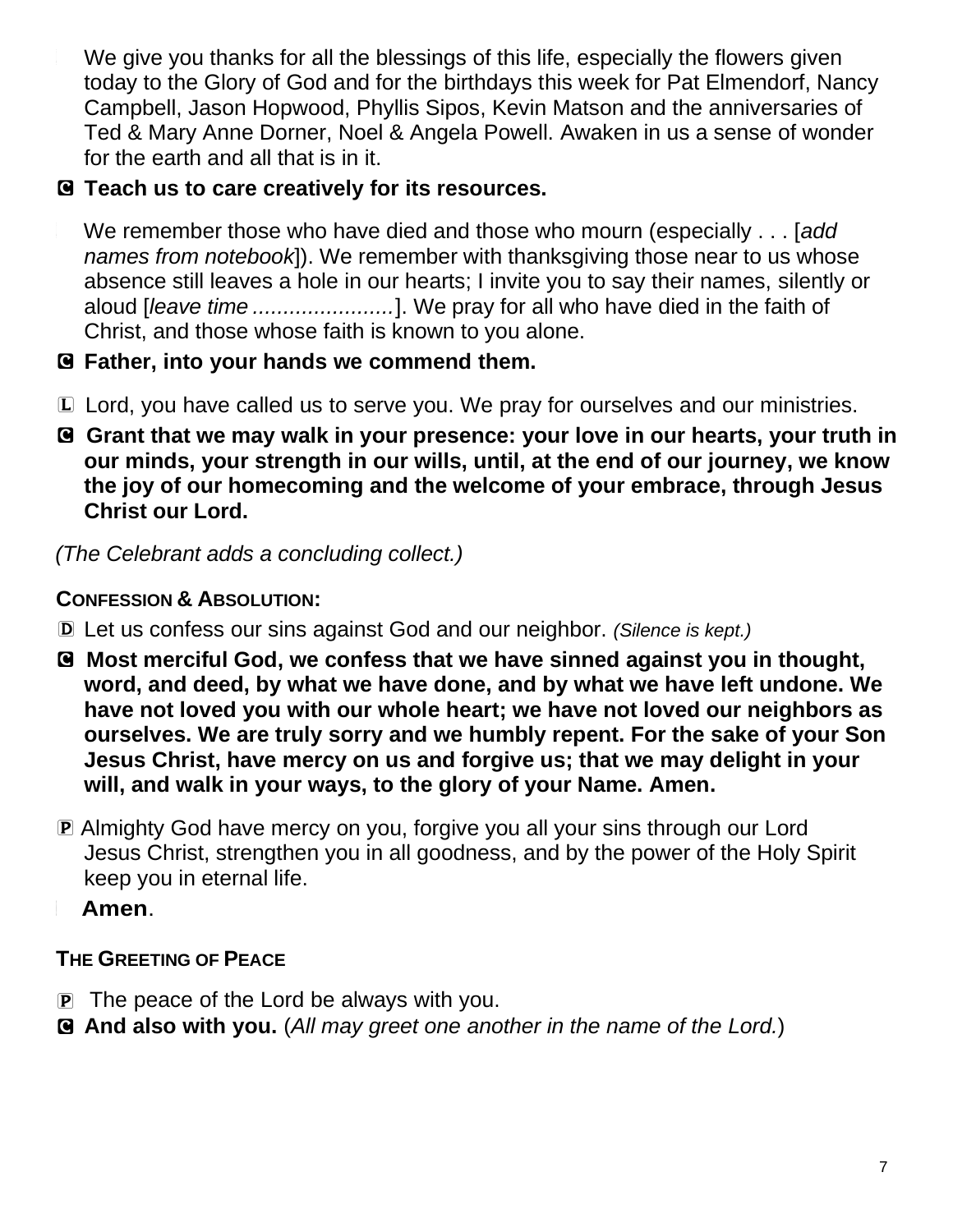We give you thanks for all the blessings of this life, especially the flowers given today to the Glory of God and for the birthdays this week for Pat Elmendorf, Nancy Campbell, Jason Hopwood, Phyllis Sipos, Kevin Matson and the anniversaries of Ted & Mary Anne Dorner, Noel & Angela Powell. Awaken in us a sense of wonder for the earth and all that is in it.

Ⓒ **Teach us to care creatively for its resources.**

We remember those who have died and those who mourn (especially . . . [*add names from notebook*]). We remember with thanksgiving those near to us whose absence still leaves a hole in our hearts; I invite you to say their names, silently or aloud [*leave time* .......................]. We pray for all who have died in the faith of Christ, and those whose faith is known to you alone.

Ⓒ **Father, into your hands we commend them.**

Ⓛ Lord, you have called us to serve you. We pray for ourselves and our ministries.

Ⓒ **Grant that we may walk in your presence: your love in our hearts, your truth in our minds, your strength in our wills, until, at the end of our journey, we know the joy of our homecoming and the welcome of your embrace, through Jesus Christ our Lord.**

*(The Celebrant adds a concluding collect.)*

**CONFESSION & ABSOLUTION:**

Ⓓ Let us confess our sins against God and our neighbor. *(Silence is kept.)*

Ⓒ **Most merciful God, we confess that we have sinned against you in thought, word, and deed, by what we have done, and by what we have left undone. We have not loved you with our whole heart; we have not loved our neighbors as ourselves. We are truly sorry and we humbly repent. For the sake of your Son Jesus Christ, have mercy on us and forgive us; that we may delight in your will, and walk in your ways, to the glory of your Name. Amen.**

Ⓟ Almighty God have mercy on you, forgive you all your sins through our Lord Jesus Christ, strengthen you in all goodness, and by the power of the Holy Spirit keep you in eternal life.

**Amen**.

**THE GREETING OF PEACE**

Ⓟ The peace of the Lord be always with you.

Ⓒ **And also with you.** (*All may greet one another in the name of the Lord.*)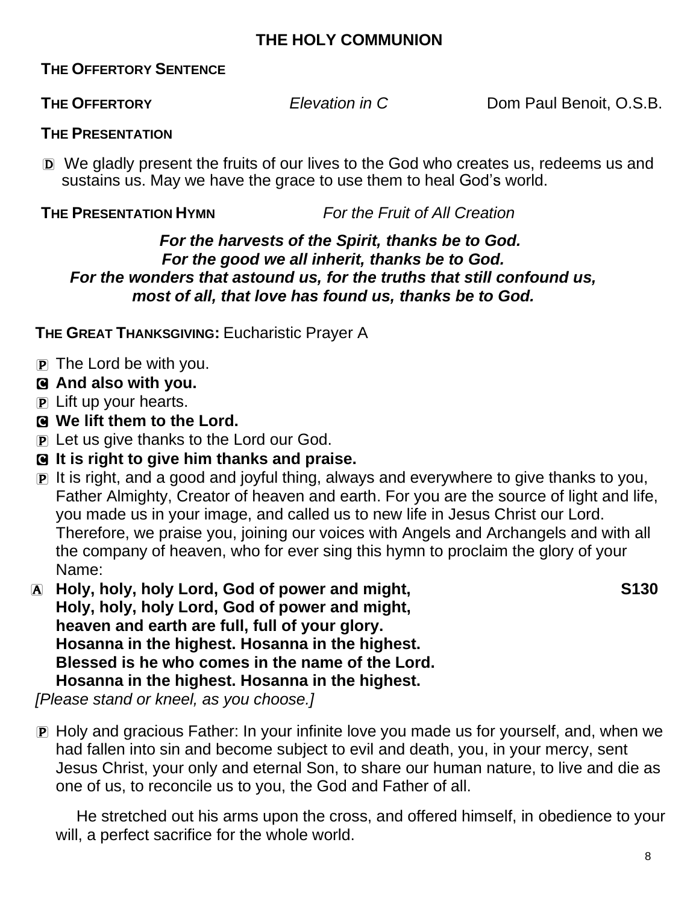## THE HOLY COMMUNION

**THE OFFERTORY SENTENCE**

**THE OFFERTORY** *Elevation in C* Dom Paul Benoit, O.S.B.

**THE PRESENTATION**

D We gladly present the fruits of our lives to the God who creates us, redeems us and sustains us. May we have the grace to use them to heal God's world.

**THE PRESENTATION HYMN** *For the Fruit of All Creation*

***For the harvests of the Spirit, thanks be to God.***
***For the good we all inherit, thanks be to God.***
***For the wonders that astound us, for the truths that still confound us,***
***most of all, that love has found us, thanks be to God.***

**THE GREAT THANKSGIVING:** Eucharistic Prayer A

P The Lord be with you.

C **And also with you.**

P Lift up your hearts.

C **We lift them to the Lord.**

P Let us give thanks to the Lord our God.

C **It is right to give him thanks and praise.**

P It is right, and a good and joyful thing, always and everywhere to give thanks to you, Father Almighty, Creator of heaven and earth. For you are the source of light and life, you made us in your image, and called us to new life in Jesus Christ our Lord. Therefore, we praise you, joining our voices with Angels and Archangels and with all the company of heaven, who for ever sing this hymn to proclaim the glory of your Name:

A **Holy, holy, holy Lord, God of power and might,** **S130**
**Holy, holy, holy Lord, God of power and might,**
**heaven and earth are full, full of your glory.**
**Hosanna in the highest. Hosanna in the highest.**
**Blessed is he who comes in the name of the Lord.**
**Hosanna in the highest. Hosanna in the highest.**

*[Please stand or kneel, as you choose.]*

P Holy and gracious Father: In your infinite love you made us for yourself, and, when we had fallen into sin and become subject to evil and death, you, in your mercy, sent Jesus Christ, your only and eternal Son, to share our human nature, to live and die as one of us, to reconcile us to you, the God and Father of all.

He stretched out his arms upon the cross, and offered himself, in obedience to your will, a perfect sacrifice for the whole world.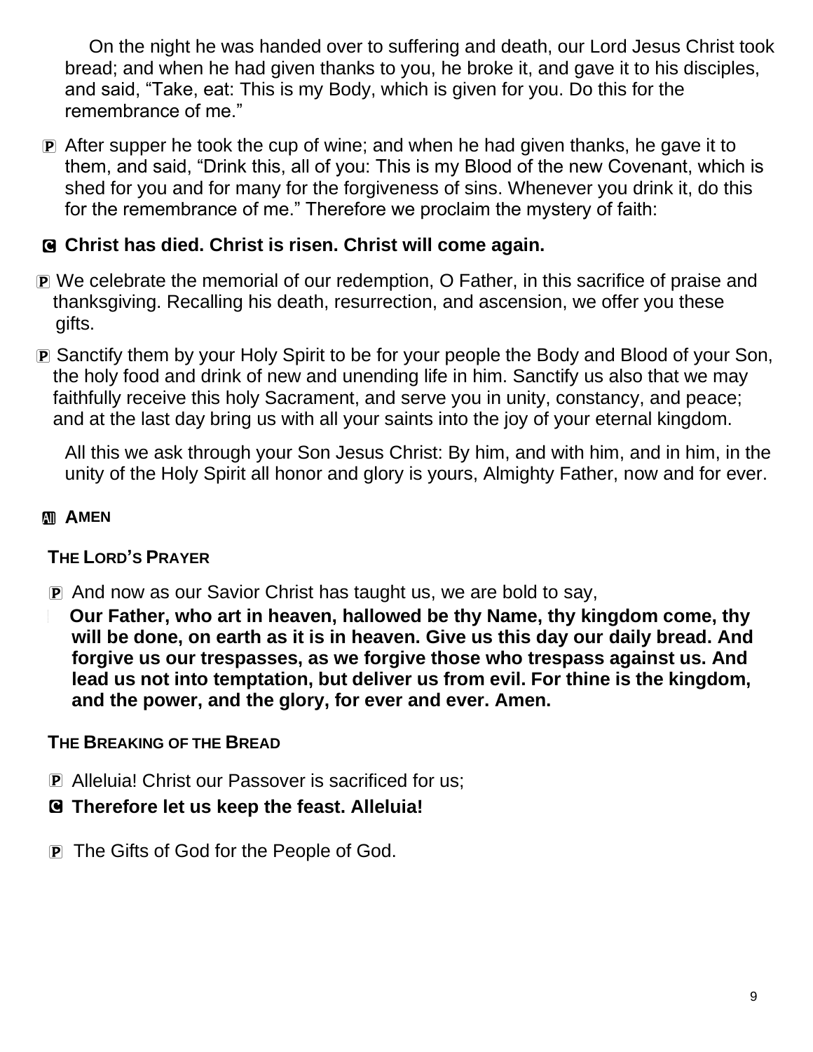On the night he was handed over to suffering and death, our Lord Jesus Christ took bread; and when he had given thanks to you, he broke it, and gave it to his disciples, and said, “Take, eat: This is my Body, which is given for you. Do this for the remembrance of me.”

P After supper he took the cup of wine; and when he had given thanks, he gave it to them, and said, “Drink this, all of you: This is my Blood of the new Covenant, which is shed for you and for many for the forgiveness of sins. Whenever you drink it, do this for the remembrance of me.” Therefore we proclaim the mystery of faith:

**C Christ has died. Christ is risen. Christ will come again.**

P We celebrate the memorial of our redemption, O Father, in this sacrifice of praise and thanksgiving. Recalling his death, resurrection, and ascension, we offer you these gifts.

P Sanctify them by your Holy Spirit to be for your people the Body and Blood of your Son, the holy food and drink of new and unending life in him. Sanctify us also that we may faithfully receive this holy Sacrament, and serve you in unity, constancy, and peace; and at the last day bring us with all your saints into the joy of your eternal kingdom.

All this we ask through your Son Jesus Christ: By him, and with him, and in him, in the unity of the Holy Spirit all honor and glory is yours, Almighty Father, now and for ever.

**All AMEN**

**THE LORD’S PRAYER**

P And now as our Savior Christ has taught us, we are bold to say,

**Our Father, who art in heaven, hallowed be thy Name, thy kingdom come, thy will be done, on earth as it is in heaven. Give us this day our daily bread. And forgive us our trespasses, as we forgive those who trespass against us. And lead us not into temptation, but deliver us from evil. For thine is the kingdom, and the power, and the glory, for ever and ever. Amen.**

**THE BREAKING OF THE BREAD**

P Alleluia! Christ our Passover is sacrificed for us;

**C Therefore let us keep the feast. Alleluia!**

P The Gifts of God for the People of God.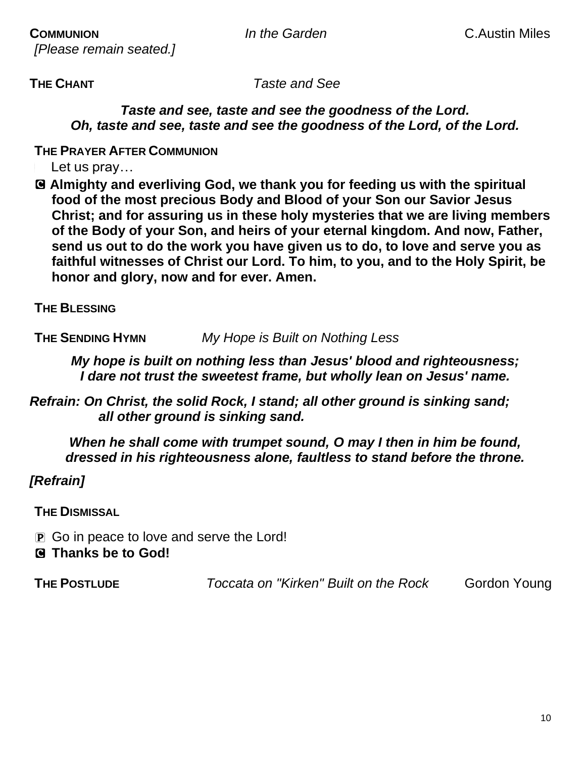**COMMUNION** *In the Garden* C.Austin Miles

*[Please remain seated.]*

**THE CHANT** *Taste and See*

***Taste and see, taste and see the goodness of the Lord.***
***Oh, taste and see, taste and see the goodness of the Lord, of the Lord.***

**THE PRAYER AFTER COMMUNION**

Let us pray…

Ⓒ **Almighty and everliving God, we thank you for feeding us with the spiritual food of the most precious Body and Blood of your Son our Savior Jesus Christ; and for assuring us in these holy mysteries that we are living members of the Body of your Son, and heirs of your eternal kingdom. And now, Father, send us out to do the work you have given us to do, to love and serve you as faithful witnesses of Christ our Lord. To him, to you, and to the Holy Spirit, be honor and glory, now and for ever. Amen.**

**THE BLESSING**

**THE SENDING HYMN** *My Hope is Built on Nothing Less*

***My hope is built on nothing less than Jesus' blood and righteousness;***
***I dare not trust the sweetest frame, but wholly lean on Jesus' name.***

***Refrain: On Christ, the solid Rock, I stand; all other ground is sinking sand;***
***all other ground is sinking sand.***

***When he shall come with trumpet sound, O may I then in him be found,***
***dressed in his righteousness alone, faultless to stand before the throne.***

***[Refrain]***

**THE DISMISSAL**

Ⓟ Go in peace to love and serve the Lord!

Ⓒ **Thanks be to God!**

**THE POSTLUDE** *Toccata on "Kirken" Built on the Rock* Gordon Young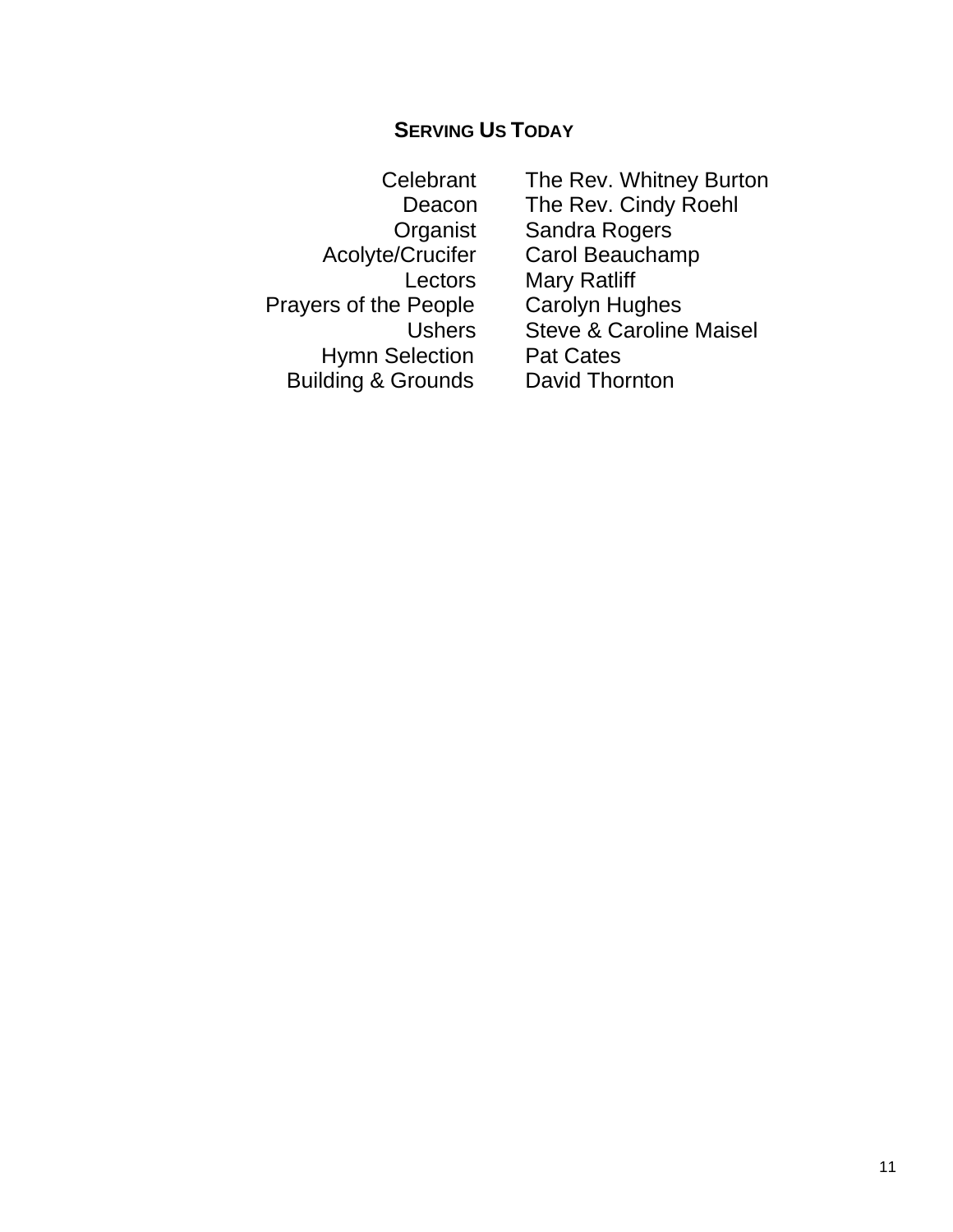## Serving Us Today

| | |
|---|---|
| Celebrant | The Rev. Whitney Burton |
| Deacon | The Rev. Cindy Roehl |
| Organist | Sandra Rogers |
| Acolyte/Crucifer | Carol Beauchamp |
| Lectors | Mary Ratliff |
| Prayers of the People | Carolyn Hughes |
| Ushers | Steve & Caroline Maisel |
| Hymn Selection | Pat Cates |
| Building & Grounds | David Thornton |